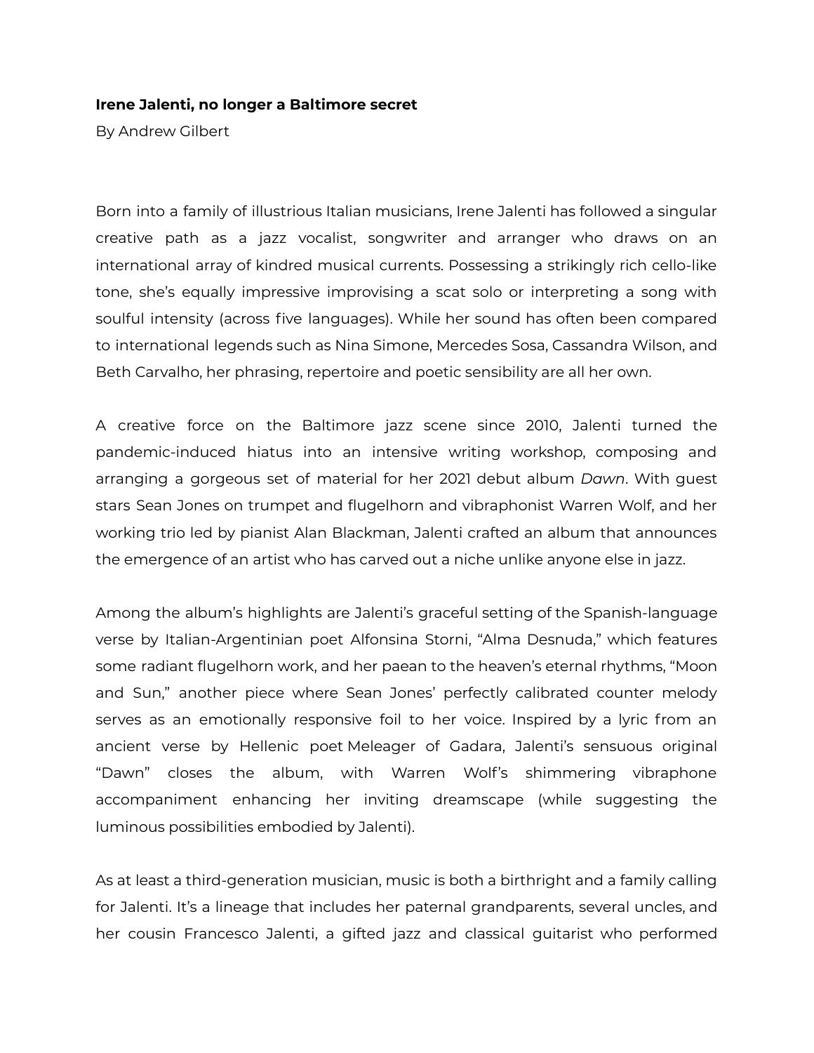**Irene Jalenti, no longer a Baltimore secret**

By Andrew Gilbert

Born into a family of illustrious Italian musicians, Irene Jalenti has followed a singular creative path as a jazz vocalist, songwriter and arranger who draws on an international array of kindred musical currents. Possessing a strikingly rich cello-like tone, she's equally impressive improvising a scat solo or interpreting a song with soulful intensity (across five languages). While her sound has often been compared to international legends such as Nina Simone, Mercedes Sosa, Cassandra Wilson, and Beth Carvalho, her phrasing, repertoire and poetic sensibility are all her own.

A creative force on the Baltimore jazz scene since 2010, Jalenti turned the pandemic-induced hiatus into an intensive writing workshop, composing and arranging a gorgeous set of material for her 2021 debut album *Dawn*. With guest stars Sean Jones on trumpet and flugelhorn and vibraphonist Warren Wolf, and her working trio led by pianist Alan Blackman, Jalenti crafted an album that announces the emergence of an artist who has carved out a niche unlike anyone else in jazz.

Among the album's highlights are Jalenti's graceful setting of the Spanish-language verse by Italian-Argentinian poet Alfonsina Storni, "Alma Desnuda," which features some radiant flugelhorn work, and her paean to the heaven's eternal rhythms, "Moon and Sun," another piece where Sean Jones' perfectly calibrated counter melody serves as an emotionally responsive foil to her voice. Inspired by a lyric from an ancient verse by Hellenic poet Meleager of Gadara, Jalenti's sensuous original "Dawn" closes the album, with Warren Wolf's shimmering vibraphone accompaniment enhancing her inviting dreamscape (while suggesting the luminous possibilities embodied by Jalenti).

As at least a third-generation musician, music is both a birthright and a family calling for Jalenti. It's a lineage that includes her paternal grandparents, several uncles, and her cousin Francesco Jalenti, a gifted jazz and classical guitarist who performed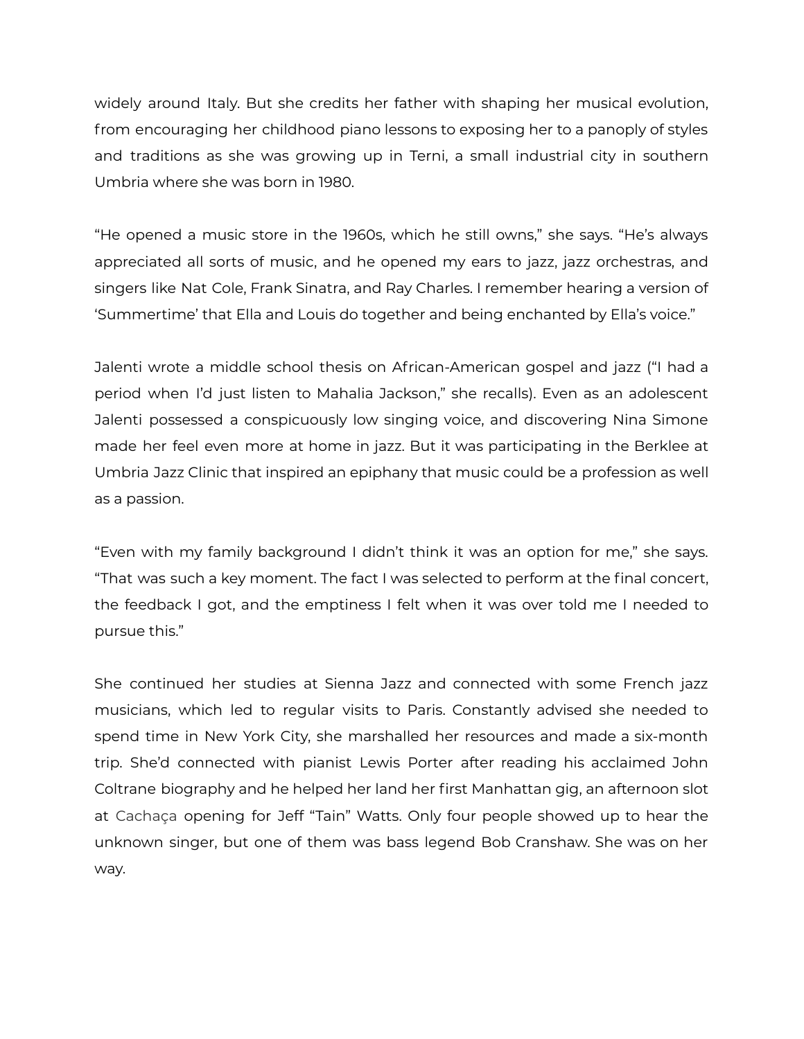widely around Italy. But she credits her father with shaping her musical evolution, from encouraging her childhood piano lessons to exposing her to a panoply of styles and traditions as she was growing up in Terni, a small industrial city in southern Umbria where she was born in 1980.

“He opened a music store in the 1960s, which he still owns,” she says. “He’s always appreciated all sorts of music, and he opened my ears to jazz, jazz orchestras, and singers like Nat Cole, Frank Sinatra, and Ray Charles. I remember hearing a version of ‘Summertime’ that Ella and Louis do together and being enchanted by Ella’s voice.”

Jalenti wrote a middle school thesis on African-American gospel and jazz (“I had a period when I’d just listen to Mahalia Jackson,” she recalls). Even as an adolescent Jalenti possessed a conspicuously low singing voice, and discovering Nina Simone made her feel even more at home in jazz. But it was participating in the Berklee at Umbria Jazz Clinic that inspired an epiphany that music could be a profession as well as a passion.

“Even with my family background I didn’t think it was an option for me,” she says. “That was such a key moment. The fact I was selected to perform at the final concert, the feedback I got, and the emptiness I felt when it was over told me I needed to pursue this.”

She continued her studies at Sienna Jazz and connected with some French jazz musicians, which led to regular visits to Paris. Constantly advised she needed to spend time in New York City, she marshalled her resources and made a six-month trip. She’d connected with pianist Lewis Porter after reading his acclaimed John Coltrane biography and he helped her land her first Manhattan gig, an afternoon slot at Cachaça opening for Jeff “Tain” Watts. Only four people showed up to hear the unknown singer, but one of them was bass legend Bob Cranshaw. She was on her way.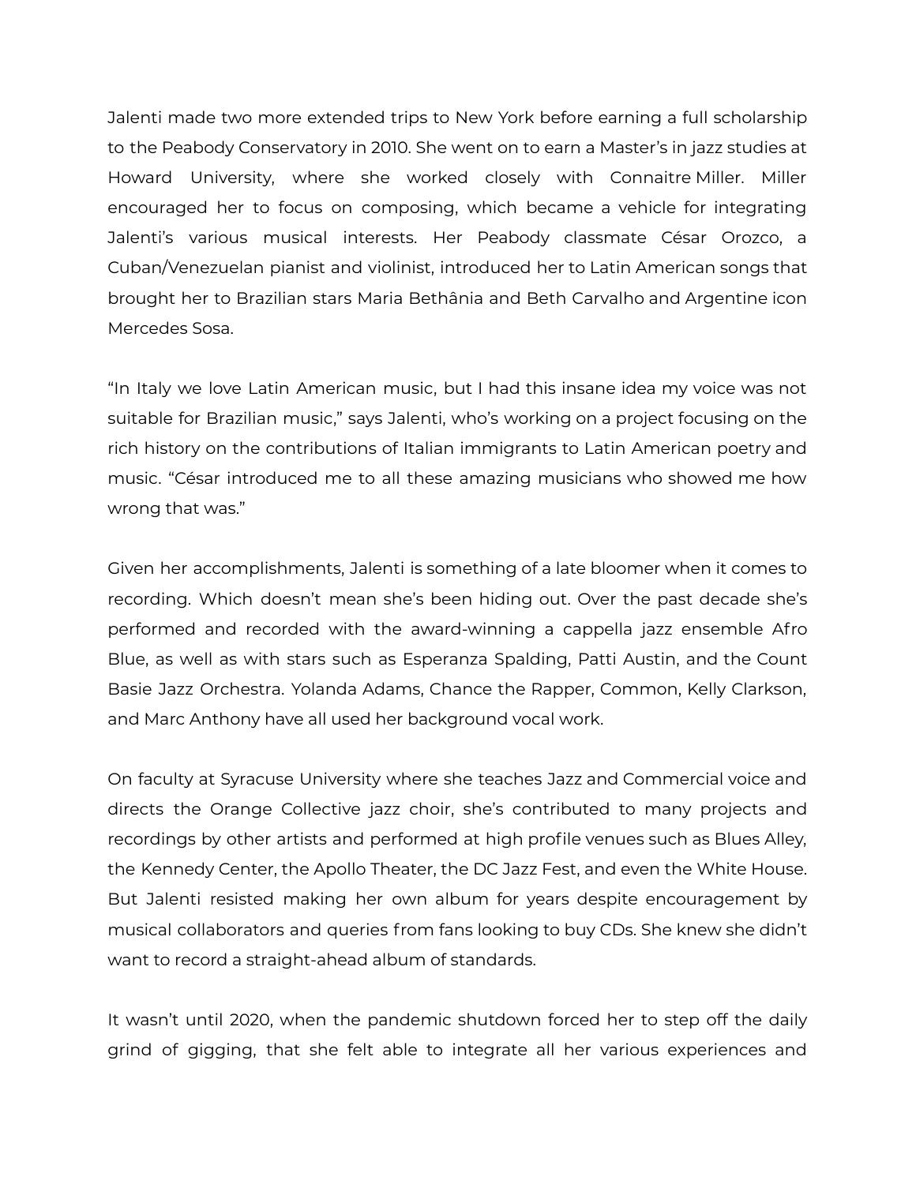Jalenti made two more extended trips to New York before earning a full scholarship to the Peabody Conservatory in 2010. She went on to earn a Master's in jazz studies at Howard University, where she worked closely with Connaitre Miller. Miller encouraged her to focus on composing, which became a vehicle for integrating Jalenti's various musical interests. Her Peabody classmate César Orozco, a Cuban/Venezuelan pianist and violinist, introduced her to Latin American songs that brought her to Brazilian stars Maria Bethânia and Beth Carvalho and Argentine icon Mercedes Sosa.

"In Italy we love Latin American music, but I had this insane idea my voice was not suitable for Brazilian music," says Jalenti, who's working on a project focusing on the rich history on the contributions of Italian immigrants to Latin American poetry and music. "César introduced me to all these amazing musicians who showed me how wrong that was."

Given her accomplishments, Jalenti is something of a late bloomer when it comes to recording. Which doesn't mean she's been hiding out. Over the past decade she's performed and recorded with the award-winning a cappella jazz ensemble Afro Blue, as well as with stars such as Esperanza Spalding, Patti Austin, and the Count Basie Jazz Orchestra. Yolanda Adams, Chance the Rapper, Common, Kelly Clarkson, and Marc Anthony have all used her background vocal work.

On faculty at Syracuse University where she teaches Jazz and Commercial voice and directs the Orange Collective jazz choir, she's contributed to many projects and recordings by other artists and performed at high profile venues such as Blues Alley, the Kennedy Center, the Apollo Theater, the DC Jazz Fest, and even the White House. But Jalenti resisted making her own album for years despite encouragement by musical collaborators and queries from fans looking to buy CDs. She knew she didn't want to record a straight-ahead album of standards.

It wasn't until 2020, when the pandemic shutdown forced her to step off the daily grind of gigging, that she felt able to integrate all her various experiences and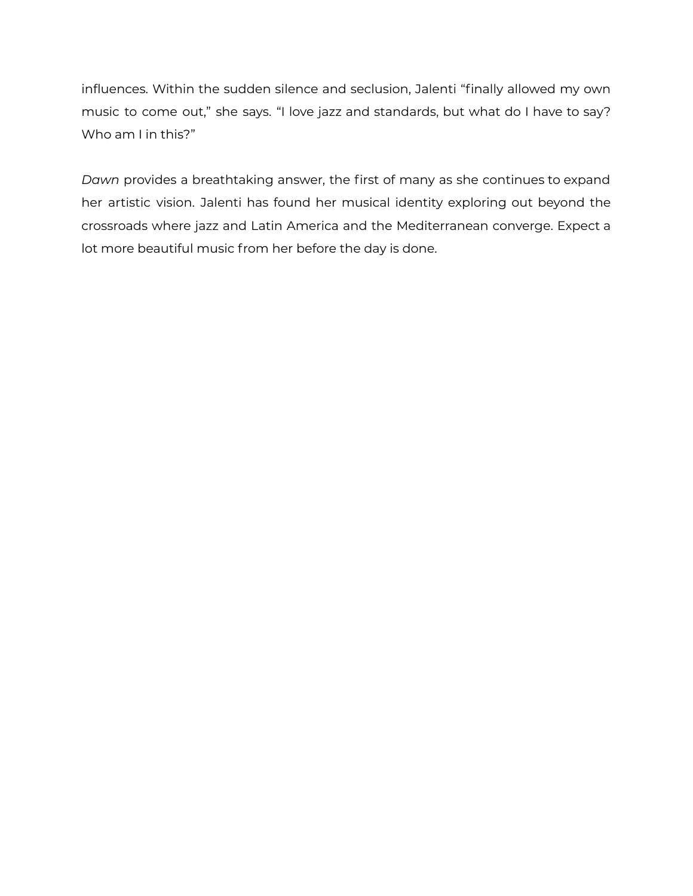influences. Within the sudden silence and seclusion, Jalenti “finally allowed my own music to come out,” she says. “I love jazz and standards, but what do I have to say? Who am I in this?”

*Dawn* provides a breathtaking answer, the first of many as she continues to expand her artistic vision. Jalenti has found her musical identity exploring out beyond the crossroads where jazz and Latin America and the Mediterranean converge. Expect a lot more beautiful music from her before the day is done.